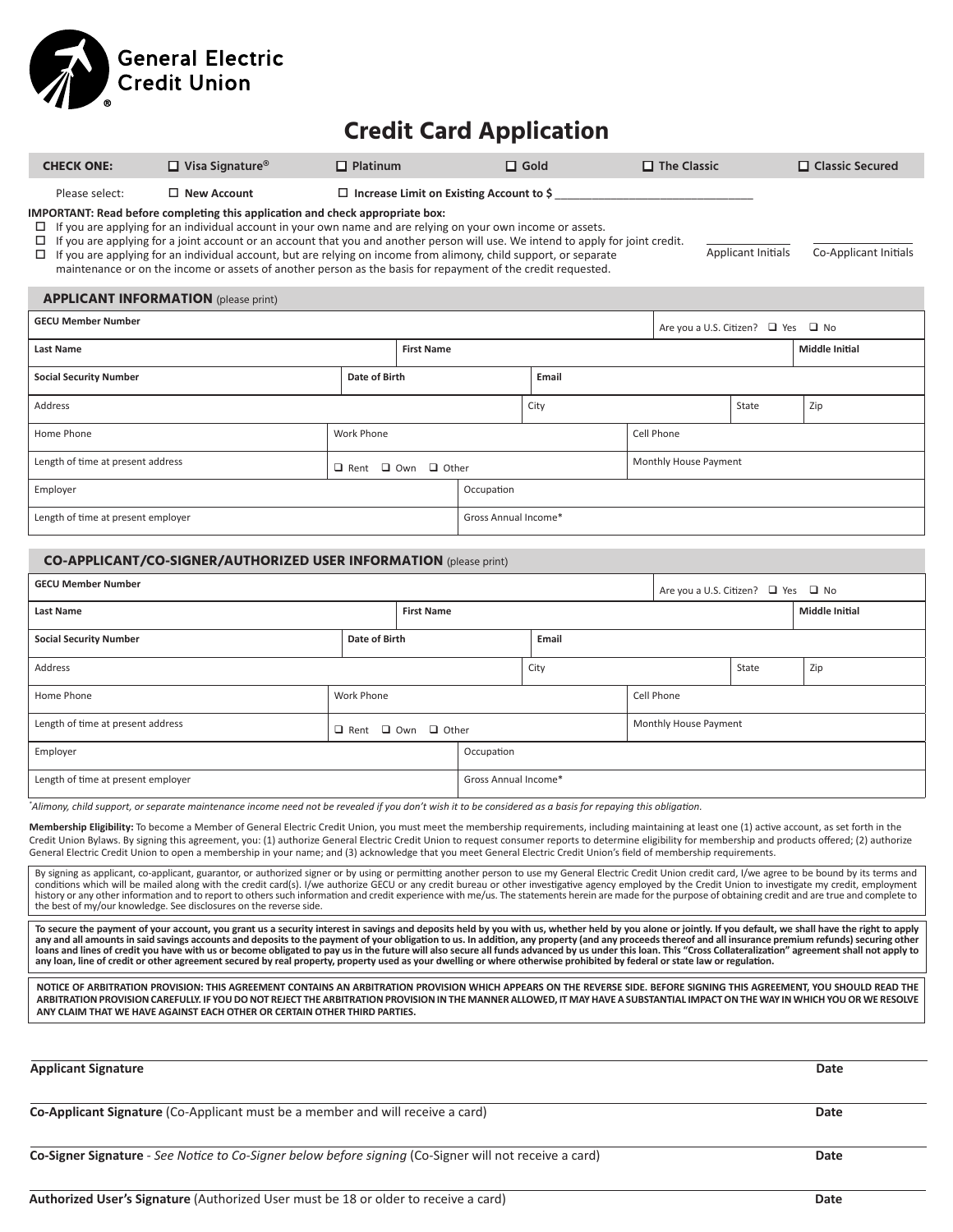General Electric Credit Union

# Credit Card Application

**CHECK ONE:** ☐ **Visa Signature®** ☐ **Platinum** ☐ **Gold** ☐ **The Classic** ☐ **Classic Secured**

Please select: ☐ **New Account** ☐ **Increase Limit on Existing Account to $** ______________________________

**IMPORTANT: Read before completing this application and check appropriate box:**

- ☐ If you are applying for an individual account in your own name and are relying on your own income or assets.
- ☐ If you are applying for a joint account or an account that you and another person will use. We intend to apply for joint credit.
- ☐ If you are applying for an individual account, but are relying on income from alimony, child support, or separate maintenance or on the income or assets of another person as the basis for repayment of the credit requested.

_____________ Applicant Initials _____________ Co-Applicant Initials

## APPLICANT INFORMATION (please print)

| | | | |
|---|---|---|---|
| **GECU Member Number** | | | Are you a U.S. Citizen? ☐ Yes ☐ No |
| **Last Name** | **First Name** | | **Middle Initial** |
| **Social Security Number** | **Date of Birth** | **Email** | |
| Address | City | State | Zip |
| Home Phone | Work Phone | Cell Phone | |
| Length of time at present address | ☐ Rent ☐ Own ☐ Other | Monthly House Payment | |
| Employer | Occupation | | |
| Length of time at present employer | Gross Annual Income* | | |

## CO-APPLICANT/CO-SIGNER/AUTHORIZED USER INFORMATION (please print)

| | | | |
|---|---|---|---|
| **GECU Member Number** | | | Are you a U.S. Citizen? ☐ Yes ☐ No |
| **Last Name** | **First Name** | | **Middle Initial** |
| **Social Security Number** | **Date of Birth** | **Email** | |
| Address | City | State | Zip |
| Home Phone | Work Phone | Cell Phone | |
| Length of time at present address | ☐ Rent ☐ Own ☐ Other | Monthly House Payment | |
| Employer | Occupation | | |
| Length of time at present employer | Gross Annual Income* | | |

*\*Alimony, child support, or separate maintenance income need not be revealed if you don't wish it to be considered as a basis for repaying this obligation.*

**Membership Eligibility:** To become a Member of General Electric Credit Union, you must meet the membership requirements, including maintaining at least one (1) active account, as set forth in the Credit Union Bylaws. By signing this agreement, you: (1) authorize General Electric Credit Union to request consumer reports to determine eligibility for membership and products offered; (2) authorize General Electric Credit Union to open a membership in your name; and (3) acknowledge that you meet General Electric Credit Union's field of membership requirements.

By signing as applicant, co-applicant, guarantor, or authorized signer or by using or permitting another person to use my General Electric Credit Union credit card, I/we agree to be bound by its terms and conditions which will be mailed along with the credit card(s). I/we authorize GECU or any credit bureau or other investigative agency employed by the Credit Union to investigate my credit, employment history or any other information and to report to others such information and credit experience with me/us. The statements herein are made for the purpose of obtaining credit and are true and complete to the best of my/our knowledge. See disclosures on the reverse side.

**To secure the payment of your account, you grant us a security interest in savings and deposits held by you with us, whether held by you alone or jointly. If you default, we shall have the right to apply any and all amounts in said savings accounts and deposits to the payment of your obligation to us. In addition, any property (and any proceeds thereof and all insurance premium refunds) securing other loans and lines of credit you have with us or become obligated to pay us in the future will also secure all funds advanced by us under this loan. This "Cross Collateralization" agreement shall not apply to any loan, line of credit or other agreement secured by real property, property used as your dwelling or where otherwise prohibited by federal or state law or regulation.**

**NOTICE OF ARBITRATION PROVISION: THIS AGREEMENT CONTAINS AN ARBITRATION PROVISION WHICH APPEARS ON THE REVERSE SIDE. BEFORE SIGNING THIS AGREEMENT, YOU SHOULD READ THE ARBITRATION PROVISION CAREFULLY. IF YOU DO NOT REJECT THE ARBITRATION PROVISION IN THE MANNER ALLOWED, IT MAY HAVE A SUBSTANTIAL IMPACT ON THE WAY IN WHICH YOU OR WE RESOLVE ANY CLAIM THAT WE HAVE AGAINST EACH OTHER OR CERTAIN OTHER THIRD PARTIES.**

______________________________________________________________________

**Applicant Signature** **Date**

______________________________________________________________________

**Co-Applicant Signature** (Co-Applicant must be a member and will receive a card) **Date**

______________________________________________________________________

**Co-Signer Signature** - *See Notice to Co-Signer below before signing* (Co-Signer will not receive a card) **Date**

______________________________________________________________________

**Authorized User's Signature** (Authorized User must be 18 or older to receive a card) **Date**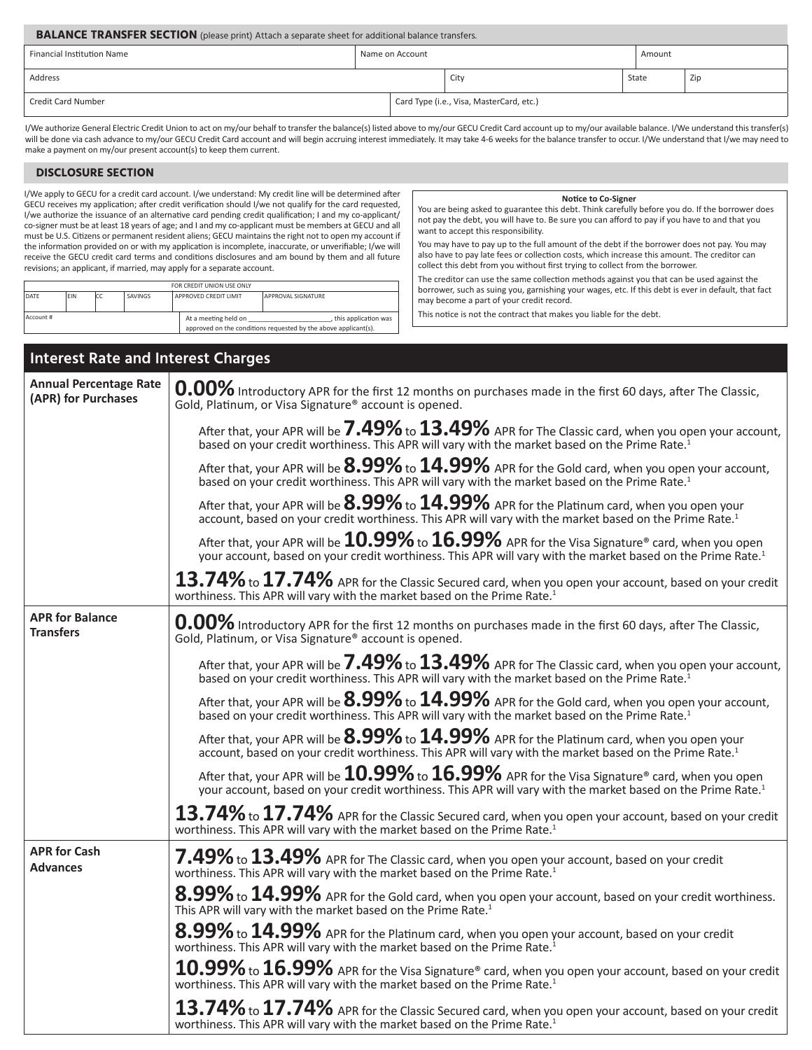## BALANCE TRANSFER SECTION (please print) Attach a separate sheet for additional balance transfers.

| Financial Institution Name | | Name on Account | | Amount | |
|---|---|---|---|---|---|
| Address | | | City | State | Zip |
| Credit Card Number | Card Type (i.e., Visa, MasterCard, etc.) | | | | |

I/We authorize General Electric Credit Union to act on my/our behalf to transfer the balance(s) listed above to my/our GECU Credit Card account up to my/our available balance. I/We understand this transfer(s) will be done via cash advance to my/our GECU Credit Card account and will begin accruing interest immediately. It may take 4-6 weeks for the balance transfer to occur. I/We understand that I/we may need to make a payment on my/our present account(s) to keep them current.

## DISCLOSURE SECTION

I/We apply to GECU for a credit card account. I/we understand: My credit line will be determined after GECU receives my application; after credit verification should I/we not qualify for the card requested, I/we authorize the issuance of an alternative card pending credit qualification; I and my co-applicant/co-signer must be at least 18 years of age; and I and my co-applicant must be members at GECU and all must be U.S. Citizens or permanent resident aliens; GECU maintains the right not to open my account if the information provided on or with my application is incomplete, inaccurate, or unverifiable; I/we will receive the GECU credit card terms and conditions disclosures and am bound by them and all future revisions; an applicant, if married, may apply for a separate account.

| FOR CREDIT UNION USE ONLY | | | | | |
|---|---|---|---|---|---|
| DATE | EIN | CC | SAVINGS | APPROVED CREDIT LIMIT | APPROVAL SIGNATURE |
| Account # | | | | At a meeting held on ______________________, this application was approved on the conditions requested by the above applicant(s). | |

**Notice to Co-Signer**

You are being asked to guarantee this debt. Think carefully before you do. If the borrower does not pay the debt, you will have to. Be sure you can afford to pay if you have to and that you want to accept this responsibility.

You may have to pay up to the full amount of the debt if the borrower does not pay. You may also have to pay late fees or collection costs, which increase this amount. The creditor can collect this debt from you without first trying to collect from the borrower.

The creditor can use the same collection methods against you that can be used against the borrower, such as suing you, garnishing your wages, etc. If this debt is ever in default, that fact may become a part of your credit record.

This notice is not the contract that makes you liable for the debt.

## Interest Rate and Interest Charges

| | |
|---|---|
| **Annual Percentage Rate (APR) for Purchases** | **0.00%** Introductory APR for the first 12 months on purchases made in the first 60 days, after The Classic, Gold, Platinum, or Visa Signature® account is opened.<br><br>After that, your APR will be **7.49%** to **13.49%** APR for The Classic card, when you open your account, based on your credit worthiness. This APR will vary with the market based on the Prime Rate.[1]<br><br>After that, your APR will be **8.99%** to **14.99%** APR for the Gold card, when you open your account, based on your credit worthiness. This APR will vary with the market based on the Prime Rate.[1]<br><br>After that, your APR will be **8.99%** to **14.99%** APR for the Platinum card, when you open your account, based on your credit worthiness. This APR will vary with the market based on the Prime Rate.[1]<br><br>After that, your APR will be **10.99%** to **16.99%** APR for the Visa Signature® card, when you open your account, based on your credit worthiness. This APR will vary with the market based on the Prime Rate.[1]<br><br>**13.74%** to **17.74%** APR for the Classic Secured card, when you open your account, based on your credit worthiness. This APR will vary with the market based on the Prime Rate.[1] |
| **APR for Balance Transfers** | **0.00%** Introductory APR for the first 12 months on purchases made in the first 60 days, after The Classic, Gold, Platinum, or Visa Signature® account is opened.<br><br>After that, your APR will be **7.49%** to **13.49%** APR for The Classic card, when you open your account, based on your credit worthiness. This APR will vary with the market based on the Prime Rate.[1]<br><br>After that, your APR will be **8.99%** to **14.99%** APR for the Gold card, when you open your account, based on your credit worthiness. This APR will vary with the market based on the Prime Rate.[1]<br><br>After that, your APR will be **8.99%** to **14.99%** APR for the Platinum card, when you open your account, based on your credit worthiness. This APR will vary with the market based on the Prime Rate.[1]<br><br>After that, your APR will be **10.99%** to **16.99%** APR for the Visa Signature® card, when you open your account, based on your credit worthiness. This APR will vary with the market based on the Prime Rate.[1]<br><br>**13.74%** to **17.74%** APR for the Classic Secured card, when you open your account, based on your credit worthiness. This APR will vary with the market based on the Prime Rate.[1] |
| **APR for Cash Advances** | **7.49%** to **13.49%** APR for The Classic card, when you open your account, based on your credit worthiness. This APR will vary with the market based on the Prime Rate.[1]<br><br>**8.99%** to **14.99%** APR for the Gold card, when you open your account, based on your credit worthiness. This APR will vary with the market based on the Prime Rate.[1]<br><br>**8.99%** to **14.99%** APR for the Platinum card, when you open your account, based on your credit worthiness. This APR will vary with the market based on the Prime Rate.[1]<br><br>**10.99%** to **16.99%** APR for the Visa Signature® card, when you open your account, based on your credit worthiness. This APR will vary with the market based on the Prime Rate.[1]<br><br>**13.74%** to **17.74%** APR for the Classic Secured card, when you open your account, based on your credit worthiness. This APR will vary with the market based on the Prime Rate.[1] |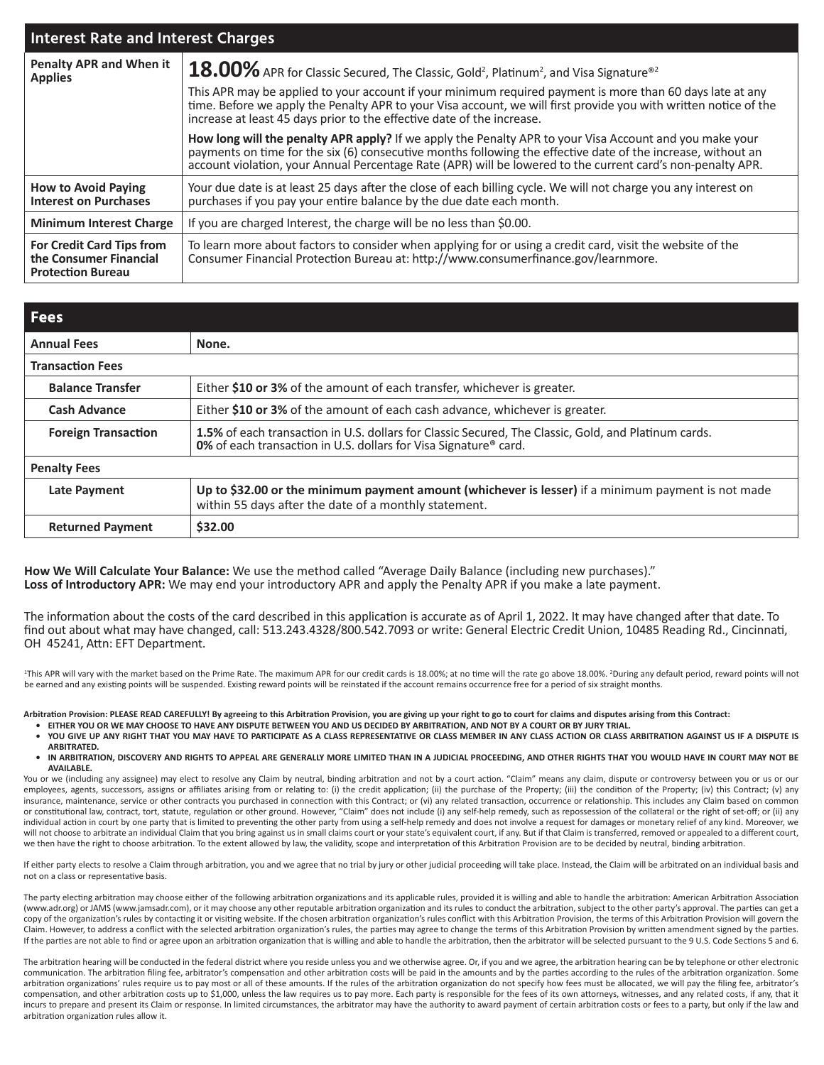## Interest Rate and Interest Charges

| | |
|---|---|
| **Penalty APR and When it Applies** | **18.00%** APR for Classic Secured, The Classic, Gold[2], Platinum[2], and Visa Signature®[2]<br><br>This APR may be applied to your account if your minimum required payment is more than 60 days late at any time. Before we apply the Penalty APR to your Visa account, we will first provide you with written notice of the increase at least 45 days prior to the effective date of the increase.<br><br>**How long will the penalty APR apply?** If we apply the Penalty APR to your Visa Account and you make your payments on time for the six (6) consecutive months following the effective date of the increase, without an account violation, your Annual Percentage Rate (APR) will be lowered to the current card's non-penalty APR. |
| **How to Avoid Paying Interest on Purchases** | Your due date is at least 25 days after the close of each billing cycle. We will not charge you any interest on purchases if you pay your entire balance by the due date each month. |
| **Minimum Interest Charge** | If you are charged Interest, the charge will be no less than $0.00. |
| **For Credit Card Tips from the Consumer Financial Protection Bureau** | To learn more about factors to consider when applying for or using a credit card, visit the website of the Consumer Financial Protection Bureau at: http://www.consumerfinance.gov/learnmore. |

## Fees

| | |
|---|---|
| **Annual Fees** | **None.** |
| **Transaction Fees** | |
| **Balance Transfer** | Either **$10 or 3%** of the amount of each transfer, whichever is greater. |
| **Cash Advance** | Either **$10 or 3%** of the amount of each cash advance, whichever is greater. |
| **Foreign Transaction** | **1.5%** of each transaction in U.S. dollars for Classic Secured, The Classic, Gold, and Platinum cards.<br>**0%** of each transaction in U.S. dollars for Visa Signature® card. |
| **Penalty Fees** | |
| **Late Payment** | **Up to $32.00 or the minimum payment amount (whichever is lesser)** if a minimum payment is not made within 55 days after the date of a monthly statement. |
| **Returned Payment** | **$32.00** |

**How We Will Calculate Your Balance:** We use the method called "Average Daily Balance (including new purchases)."
**Loss of Introductory APR:** We may end your introductory APR and apply the Penalty APR if you make a late payment.

The information about the costs of the card described in this application is accurate as of April 1, 2022. It may have changed after that date. To find out about what may have changed, call: 513.243.4328/800.542.7093 or write: General Electric Credit Union, 10485 Reading Rd., Cincinnati, OH 45241, Attn: EFT Department.

[1]This APR will vary with the market based on the Prime Rate. The maximum APR for our credit cards is 18.00%; at no time will the rate go above 18.00%. [2]During any default period, reward points will not be earned and any existing points will be suspended. Existing reward points will be reinstated if the account remains occurrence free for a period of six straight months.

**Arbitration Provision: PLEASE READ CAREFULLY! By agreeing to this Arbitration Provision, you are giving up your right to go to court for claims and disputes arising from this Contract:**

- **EITHER YOU OR WE MAY CHOOSE TO HAVE ANY DISPUTE BETWEEN YOU AND US DECIDED BY ARBITRATION, AND NOT BY A COURT OR BY JURY TRIAL.**
- **YOU GIVE UP ANY RIGHT THAT YOU MAY HAVE TO PARTICIPATE AS A CLASS REPRESENTATIVE OR CLASS MEMBER IN ANY CLASS ACTION OR CLASS ARBITRATION AGAINST US IF A DISPUTE IS ARBITRATED.**
- **IN ARBITRATION, DISCOVERY AND RIGHTS TO APPEAL ARE GENERALLY MORE LIMITED THAN IN A JUDICIAL PROCEEDING, AND OTHER RIGHTS THAT YOU WOULD HAVE IN COURT MAY NOT BE AVAILABLE.**

You or we (including any assignee) may elect to resolve any Claim by neutral, binding arbitration and not by a court action. "Claim" means any claim, dispute or controversy between you or us or our employees, agents, successors, assigns or affiliates arising from or relating to: (i) the credit application; (ii) the purchase of the Property; (iii) the condition of the Property; (iv) this Contract; (v) any insurance, maintenance, service or other contracts you purchased in connection with this Contract; or (vi) any related transaction, occurrence or relationship. This includes any Claim based on common or constitutional law, contract, tort, statute, regulation or other ground. However, "Claim" does not include (i) any self-help remedy, such as repossession of the collateral or the right of set-off; or (ii) any individual action in court by one party that is limited to preventing the other party from using a self-help remedy and does not involve a request for damages or monetary relief of any kind. Moreover, we will not choose to arbitrate an individual Claim that you bring against us in small claims court or your state's equivalent court, if any. But if that Claim is transferred, removed or appealed to a different court, we then have the right to choose arbitration. To the extent allowed by law, the validity, scope and interpretation of this Arbitration Provision are to be decided by neutral, binding arbitration.

If either party elects to resolve a Claim through arbitration, you and we agree that no trial by jury or other judicial proceeding will take place. Instead, the Claim will be arbitrated on an individual basis and not on a class or representative basis.

The party electing arbitration may choose either of the following arbitration organizations and its applicable rules, provided it is willing and able to handle the arbitration: American Arbitration Association (www.adr.org) or JAMS (www.jamsadr.com), or it may choose any other reputable arbitration organization and its rules to conduct the arbitration, subject to the other party's approval. The parties can get a copy of the organization's rules by contacting it or visiting website. If the chosen arbitration organization's rules conflict with this Arbitration Provision, the terms of this Arbitration Provision will govern the Claim. However, to address a conflict with the selected arbitration organization's rules, the parties may agree to change the terms of this Arbitration Provision by written amendment signed by the parties. If the parties are not able to find or agree upon an arbitration organization that is willing and able to handle the arbitration, then the arbitrator will be selected pursuant to the 9 U.S. Code Sections 5 and 6.

The arbitration hearing will be conducted in the federal district where you reside unless you and we otherwise agree. Or, if you and we agree, the arbitration hearing can be by telephone or other electronic communication. The arbitration filing fee, arbitrator's compensation and other arbitration costs will be paid in the amounts and by the parties according to the rules of the arbitration organization. Some arbitration organizations' rules require us to pay most or all of these amounts. If the rules of the arbitration organization do not specify how fees must be allocated, we will pay the filing fee, arbitrator's compensation, and other arbitration costs up to $1,000, unless the law requires us to pay more. Each party is responsible for the fees of its own attorneys, witnesses, and any related costs, if any, that it incurs to prepare and present its Claim or response. In limited circumstances, the arbitrator may have the authority to award payment of certain arbitration costs or fees to a party, but only if the law and arbitration organization rules allow it.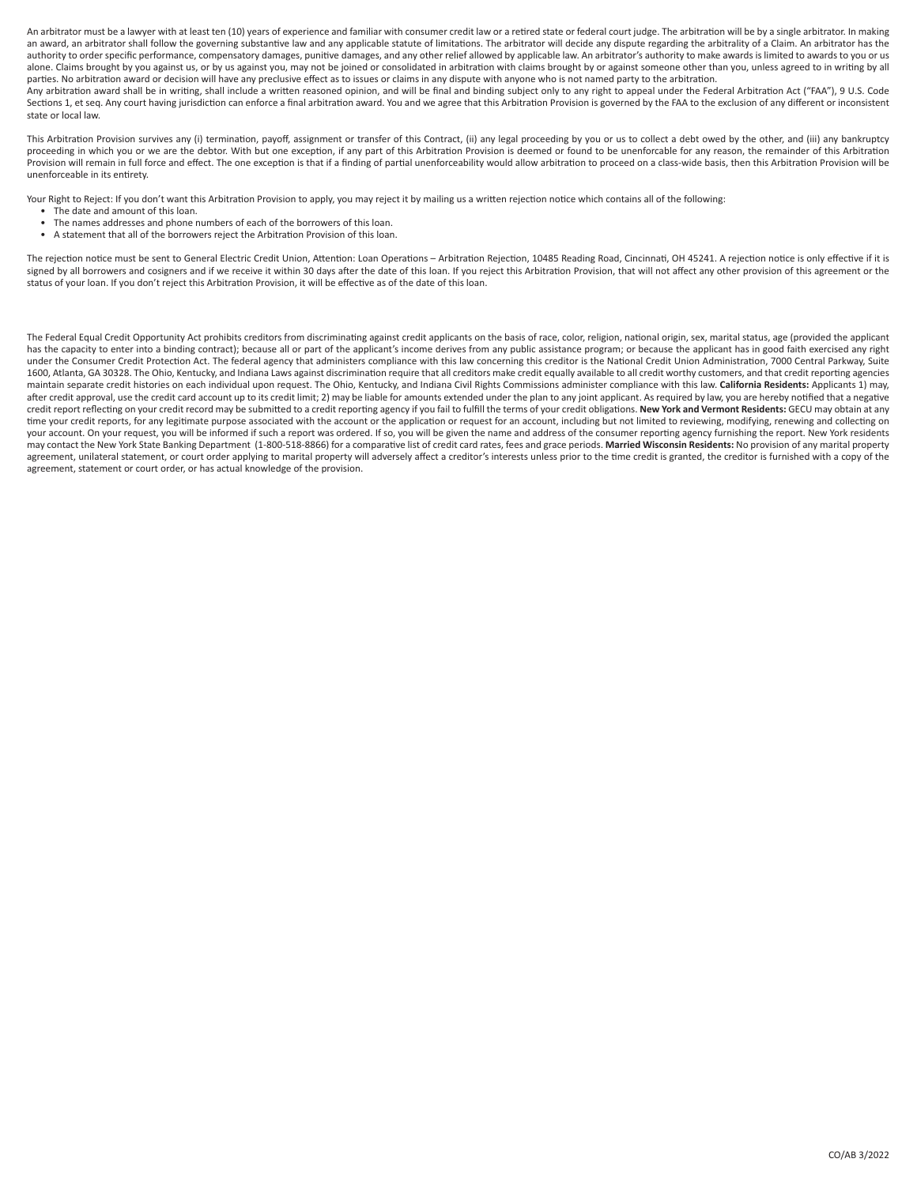An arbitrator must be a lawyer with at least ten (10) years of experience and familiar with consumer credit law or a retired state or federal court judge. The arbitration will be by a single arbitrator. In making an award, an arbitrator shall follow the governing substantive law and any applicable statute of limitations. The arbitrator will decide any dispute regarding the arbitrality of a Claim. An arbitrator has the authority to order specific performance, compensatory damages, punitive damages, and any other relief allowed by applicable law. An arbitrator's authority to make awards is limited to awards to you or us alone. Claims brought by you against us, or by us against you, may not be joined or consolidated in arbitration with claims brought by or against someone other than you, unless agreed to in writing by all parties. No arbitration award or decision will have any preclusive effect as to issues or claims in any dispute with anyone who is not named party to the arbitration.

Any arbitration award shall be in writing, shall include a written reasoned opinion, and will be final and binding subject only to any right to appeal under the Federal Arbitration Act ("FAA"), 9 U.S. Code Sections 1, et seq. Any court having jurisdiction can enforce a final arbitration award. You and we agree that this Arbitration Provision is governed by the FAA to the exclusion of any different or inconsistent state or local law.

This Arbitration Provision survives any (i) termination, payoff, assignment or transfer of this Contract, (ii) any legal proceeding by you or us to collect a debt owed by the other, and (iii) any bankruptcy proceeding in which you or we are the debtor. With but one exception, if any part of this Arbitration Provision is deemed or found to be unenforcable for any reason, the remainder of this Arbitration Provision will remain in full force and effect. The one exception is that if a finding of partial unenforceability would allow arbitration to proceed on a class-wide basis, then this Arbitration Provision will be unenforceable in its entirety.

Your Right to Reject: If you don't want this Arbitration Provision to apply, you may reject it by mailing us a written rejection notice which contains all of the following:

- The date and amount of this loan.
- The names addresses and phone numbers of each of the borrowers of this loan.
- A statement that all of the borrowers reject the Arbitration Provision of this loan.

The rejection notice must be sent to General Electric Credit Union, Attention: Loan Operations – Arbitration Rejection, 10485 Reading Road, Cincinnati, OH 45241. A rejection notice is only effective if it is signed by all borrowers and cosigners and if we receive it within 30 days after the date of this loan. If you reject this Arbitration Provision, that will not affect any other provision of this agreement or the status of your loan. If you don't reject this Arbitration Provision, it will be effective as of the date of this loan.

The Federal Equal Credit Opportunity Act prohibits creditors from discriminating against credit applicants on the basis of race, color, religion, national origin, sex, marital status, age (provided the applicant has the capacity to enter into a binding contract); because all or part of the applicant's income derives from any public assistance program; or because the applicant has in good faith exercised any right under the Consumer Credit Protection Act. The federal agency that administers compliance with this law concerning this creditor is the National Credit Union Administration, 7000 Central Parkway, Suite 1600, Atlanta, GA 30328. The Ohio, Kentucky, and Indiana Laws against discrimination require that all creditors make credit equally available to all credit worthy customers, and that credit reporting agencies maintain separate credit histories on each individual upon request. The Ohio, Kentucky, and Indiana Civil Rights Commissions administer compliance with this law. **California Residents:** Applicants 1) may, after credit approval, use the credit card account up to its credit limit; 2) may be liable for amounts extended under the plan to any joint applicant. As required by law, you are hereby notified that a negative credit report reflecting on your credit record may be submitted to a credit reporting agency if you fail to fulfill the terms of your credit obligations. **New York and Vermont Residents:** GECU may obtain at any time your credit reports, for any legitimate purpose associated with the account or the application or request for an account, including but not limited to reviewing, modifying, renewing and collecting on your account. On your request, you will be informed if such a report was ordered. If so, you will be given the name and address of the consumer reporting agency furnishing the report. New York residents may contact the New York State Banking Department (1-800-518-8866) for a comparative list of credit card rates, fees and grace periods. **Married Wisconsin Residents:** No provision of any marital property agreement, unilateral statement, or court order applying to marital property will adversely affect a creditor's interests unless prior to the time credit is granted, the creditor is furnished with a copy of the agreement, statement or court order, or has actual knowledge of the provision.

CO/AB 3/2022